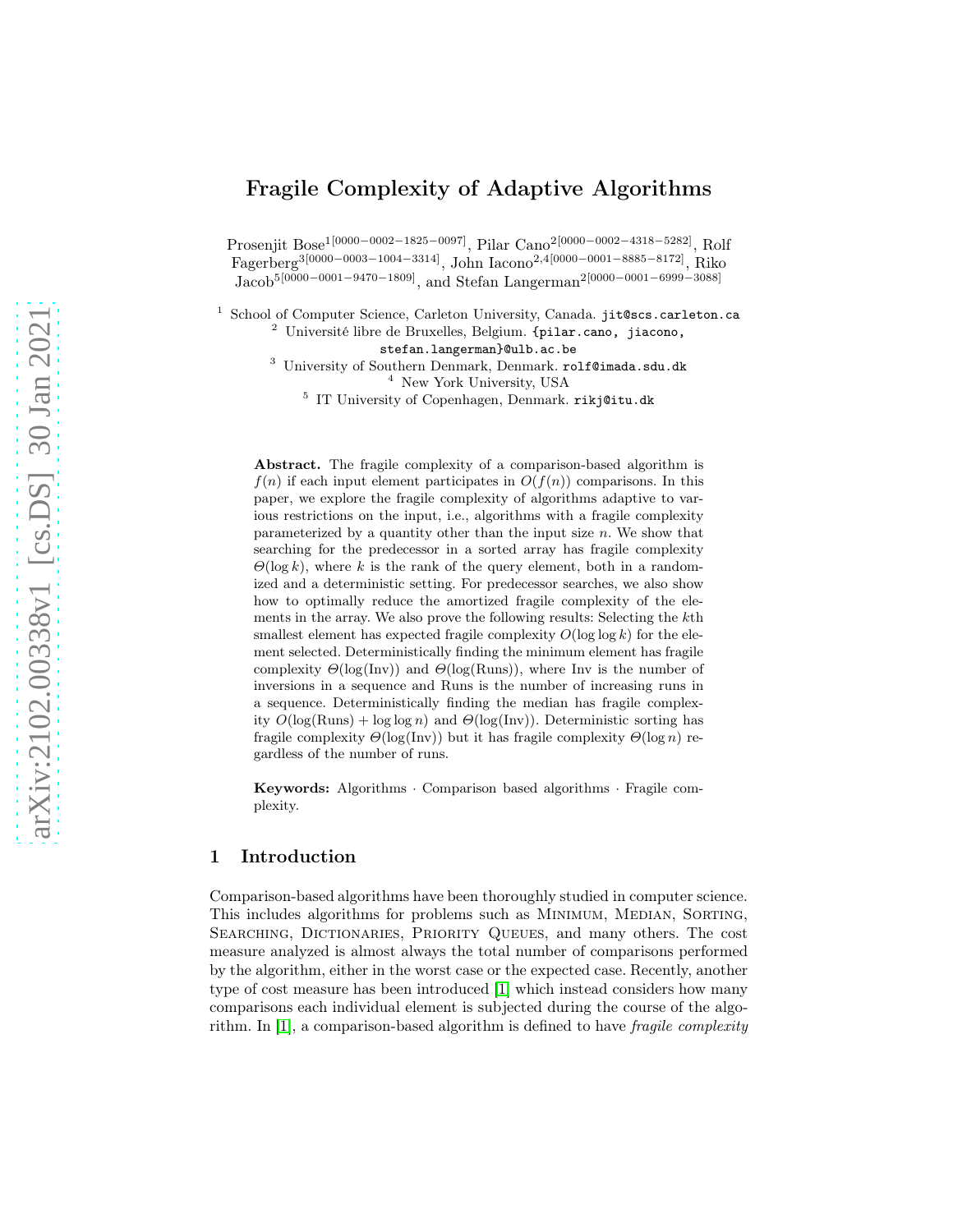# Fragile Complexity of Adaptive Algorithms

Prosenjit Bose[1[0000−0002−1825−0097]], Pilar Cano[2[0000−0002−4318−5282]], Rolf Fagerberg[3[0000−0003−1004−3314]], John Iacono[2,4[0000−0001−8885−8172]], Riko Jacob[5[0000−0001−9470−1809]], and Stefan Langerman[2[0000−0001−6999−3088]]

[1] School of Computer Science, Carleton University, Canada. jit@scs.carleton.ca
[2] Université libre de Bruxelles, Belgium. {pilar.cano, jiacono, stefan.langerman}@ulb.ac.be
[3] University of Southern Denmark, Denmark. rolf@imada.sdu.dk
[4] New York University, USA
[5] IT University of Copenhagen, Denmark. rikj@itu.dk

**Abstract.** The fragile complexity of a comparison-based algorithm is $f(n)$ if each input element participates in $O(f(n))$ comparisons. In this paper, we explore the fragile complexity of algorithms adaptive to various restrictions on the input, i.e., algorithms with a fragile complexity parameterized by a quantity other than the input size $n$. We show that searching for the predecessor in a sorted array has fragile complexity $\Theta(\log k)$, where $k$ is the rank of the query element, both in a randomized and a deterministic setting. For predecessor searches, we also show how to optimally reduce the amortized fragile complexity of the elements in the array. We also prove the following results: Selecting the $k$th smallest element has expected fragile complexity $O(\log \log k)$ for the element selected. Deterministically finding the minimum element has fragile complexity $\Theta(\log(\text{Inv}))$ and $\Theta(\log(\text{Runs}))$, where Inv is the number of inversions in a sequence and Runs is the number of increasing runs in a sequence. Deterministically finding the median has fragile complexity $O(\log(\text{Runs}) + \log \log n)$ and $\Theta(\log(\text{Inv}))$. Deterministic sorting has fragile complexity $\Theta(\log(\text{Inv}))$ but it has fragile complexity $\Theta(\log n)$ regardless of the number of runs.

**Keywords:** Algorithms · Comparison based algorithms · Fragile complexity.

## 1 Introduction

Comparison-based algorithms have been thoroughly studied in computer science. This includes algorithms for problems such as Minimum, Median, Sorting, Searching, Dictionaries, Priority Queues, and many others. The cost measure analyzed is almost always the total number of comparisons performed by the algorithm, either in the worst case or the expected case. Recently, another type of cost measure has been introduced [1] which instead considers how many comparisons each individual element is subjected during the course of the algorithm. In [1], a comparison-based algorithm is defined to have *fragile complexity*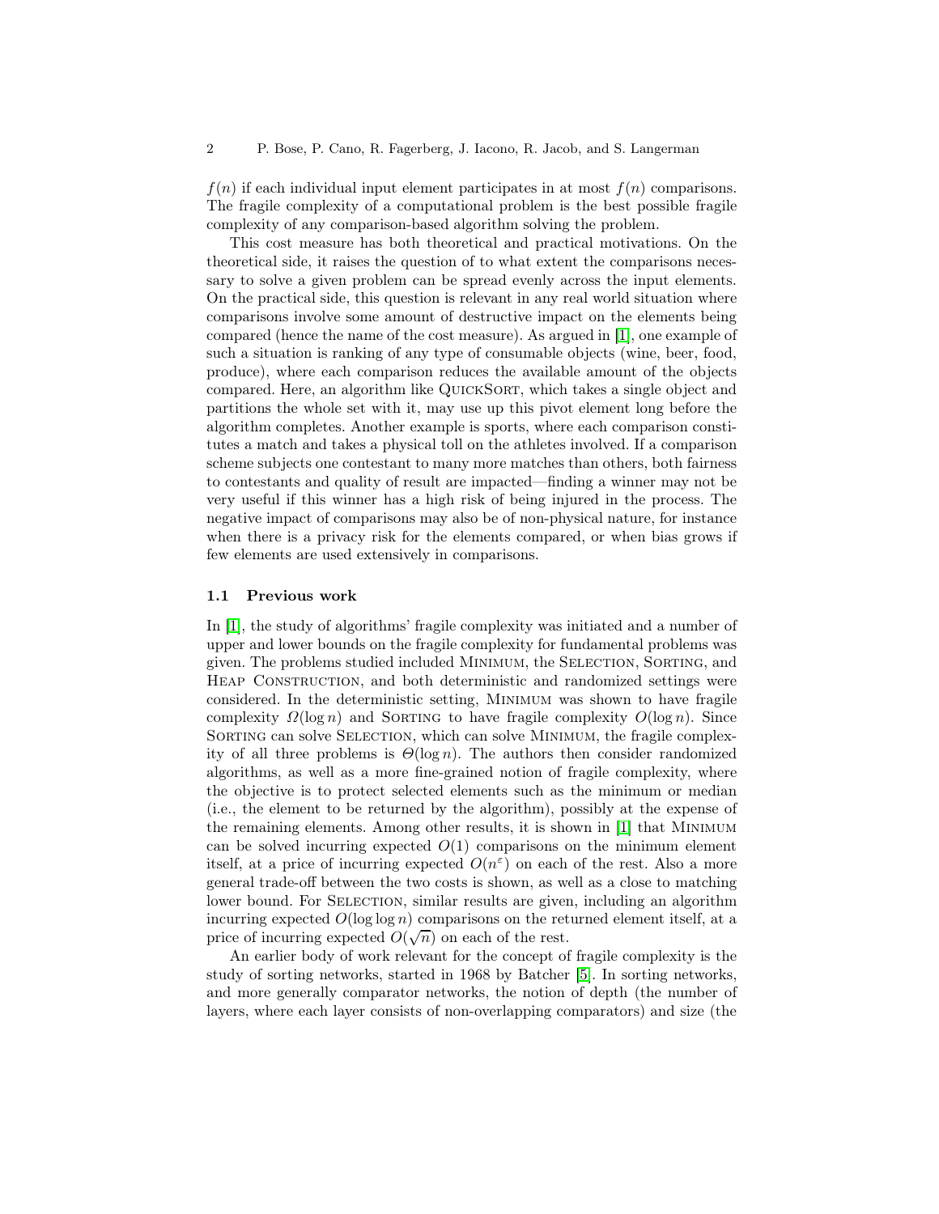$f(n)$ if each individual input element participates in at most $f(n)$ comparisons. The fragile complexity of a computational problem is the best possible fragile complexity of any comparison-based algorithm solving the problem.

This cost measure has both theoretical and practical motivations. On the theoretical side, it raises the question of to what extent the comparisons necessary to solve a given problem can be spread evenly across the input elements. On the practical side, this question is relevant in any real world situation where comparisons involve some amount of destructive impact on the elements being compared (hence the name of the cost measure). As argued in [1], one example of such a situation is ranking of any type of consumable objects (wine, beer, food, produce), where each comparison reduces the available amount of the objects compared. Here, an algorithm like QuickSort, which takes a single object and partitions the whole set with it, may use up this pivot element long before the algorithm completes. Another example is sports, where each comparison constitutes a match and takes a physical toll on the athletes involved. If a comparison scheme subjects one contestant to many more matches than others, both fairness to contestants and quality of result are impacted—finding a winner may not be very useful if this winner has a high risk of being injured in the process. The negative impact of comparisons may also be of non-physical nature, for instance when there is a privacy risk for the elements compared, or when bias grows if few elements are used extensively in comparisons.

### 1.1 Previous work

In [1], the study of algorithms' fragile complexity was initiated and a number of upper and lower bounds on the fragile complexity for fundamental problems was given. The problems studied included Minimum, the Selection, Sorting, and Heap Construction, and both deterministic and randomized settings were considered. In the deterministic setting, Minimum was shown to have fragile complexity $\Omega(\log n)$ and Sorting to have fragile complexity $O(\log n)$. Since Sorting can solve Selection, which can solve Minimum, the fragile complexity of all three problems is $\Theta(\log n)$. The authors then consider randomized algorithms, as well as a more fine-grained notion of fragile complexity, where the objective is to protect selected elements such as the minimum or median (i.e., the element to be returned by the algorithm), possibly at the expense of the remaining elements. Among other results, it is shown in [1] that Minimum can be solved incurring expected $O(1)$ comparisons on the minimum element itself, at a price of incurring expected $O(n^{\varepsilon})$ on each of the rest. Also a more general trade-off between the two costs is shown, as well as a close to matching lower bound. For Selection, similar results are given, including an algorithm incurring expected $O(\log \log n)$ comparisons on the returned element itself, at a price of incurring expected $O(\sqrt{n})$ on each of the rest.

An earlier body of work relevant for the concept of fragile complexity is the study of sorting networks, started in 1968 by Batcher [5]. In sorting networks, and more generally comparator networks, the notion of depth (the number of layers, where each layer consists of non-overlapping comparators) and size (the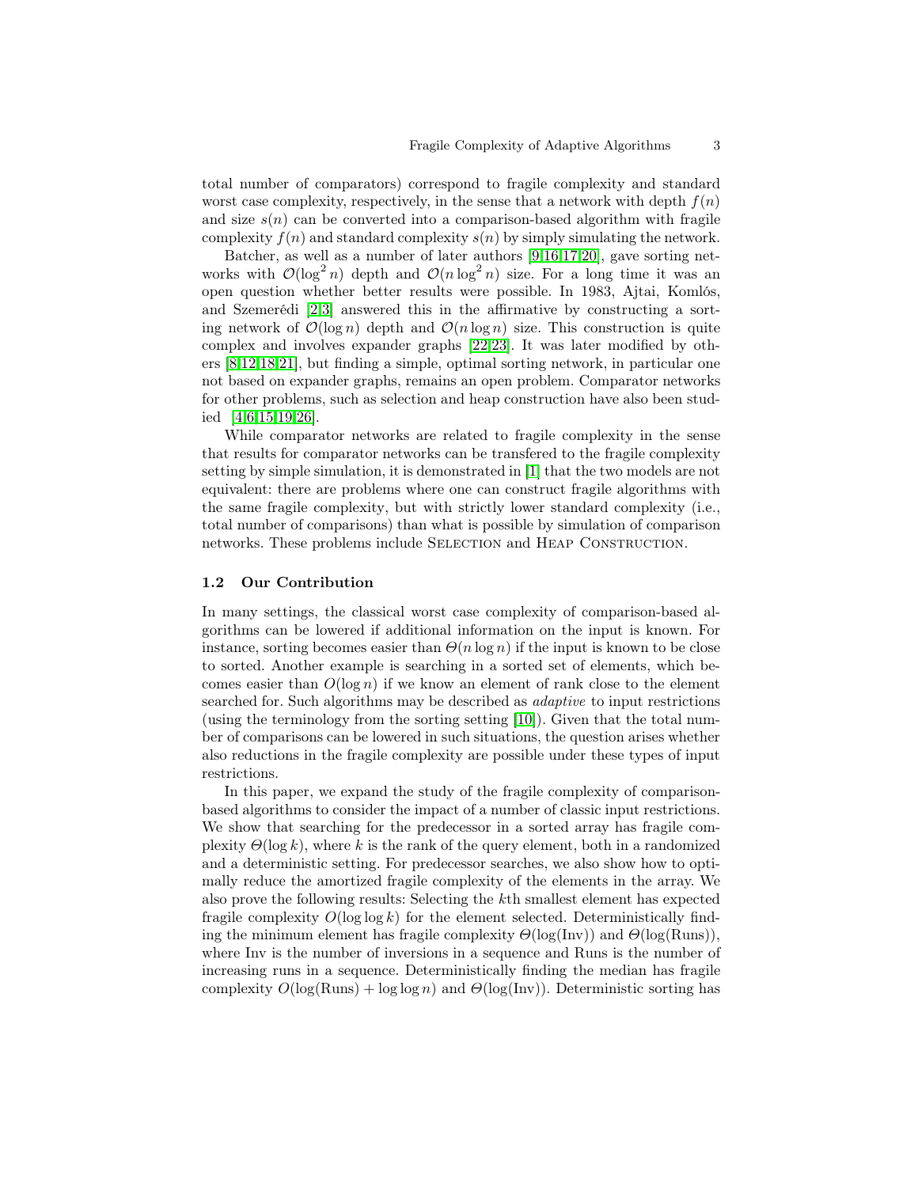total number of comparators) correspond to fragile complexity and standard worst case complexity, respectively, in the sense that a network with depth $f(n)$ and size $s(n)$ can be converted into a comparison-based algorithm with fragile complexity $f(n)$ and standard complexity $s(n)$ by simply simulating the network.

Batcher, as well as a number of later authors [9,16,17,20], gave sorting networks with $\mathcal{O}(\log^2 n)$ depth and $\mathcal{O}(n \log^2 n)$ size. For a long time it was an open question whether better results were possible. In 1983, Ajtai, Komlós, and Szemerédi [2,3] answered this in the affirmative by constructing a sorting network of $\mathcal{O}(\log n)$ depth and $\mathcal{O}(n \log n)$ size. This construction is quite complex and involves expander graphs [22,23]. It was later modified by others [8,12,18,21], but finding a simple, optimal sorting network, in particular one not based on expander graphs, remains an open problem. Comparator networks for other problems, such as selection and heap construction have also been studied [4,6,15,19,26].

While comparator networks are related to fragile complexity in the sense that results for comparator networks can be transfered to the fragile complexity setting by simple simulation, it is demonstrated in [1] that the two models are not equivalent: there are problems where one can construct fragile algorithms with the same fragile complexity, but with strictly lower standard complexity (i.e., total number of comparisons) than what is possible by simulation of comparison networks. These problems include Selection and Heap Construction.

### 1.2 Our Contribution

In many settings, the classical worst case complexity of comparison-based algorithms can be lowered if additional information on the input is known. For instance, sorting becomes easier than $\Theta(n \log n)$ if the input is known to be close to sorted. Another example is searching in a sorted set of elements, which becomes easier than $O(\log n)$ if we know an element of rank close to the element searched for. Such algorithms may be described as *adaptive* to input restrictions (using the terminology from the sorting setting [10]). Given that the total number of comparisons can be lowered in such situations, the question arises whether also reductions in the fragile complexity are possible under these types of input restrictions.

In this paper, we expand the study of the fragile complexity of comparison-based algorithms to consider the impact of a number of classic input restrictions. We show that searching for the predecessor in a sorted array has fragile complexity $\Theta(\log k)$, where $k$ is the rank of the query element, both in a randomized and a deterministic setting. For predecessor searches, we also show how to optimally reduce the amortized fragile complexity of the elements in the array. We also prove the following results: Selecting the $k$th smallest element has expected fragile complexity $O(\log \log k)$ for the element selected. Deterministically finding the minimum element has fragile complexity $\Theta(\log(\text{Inv}))$ and $\Theta(\log(\text{Runs}))$, where Inv is the number of inversions in a sequence and Runs is the number of increasing runs in a sequence. Deterministically finding the median has fragile complexity $O(\log(\text{Runs}) + \log \log n)$ and $\Theta(\log(\text{Inv}))$. Deterministic sorting has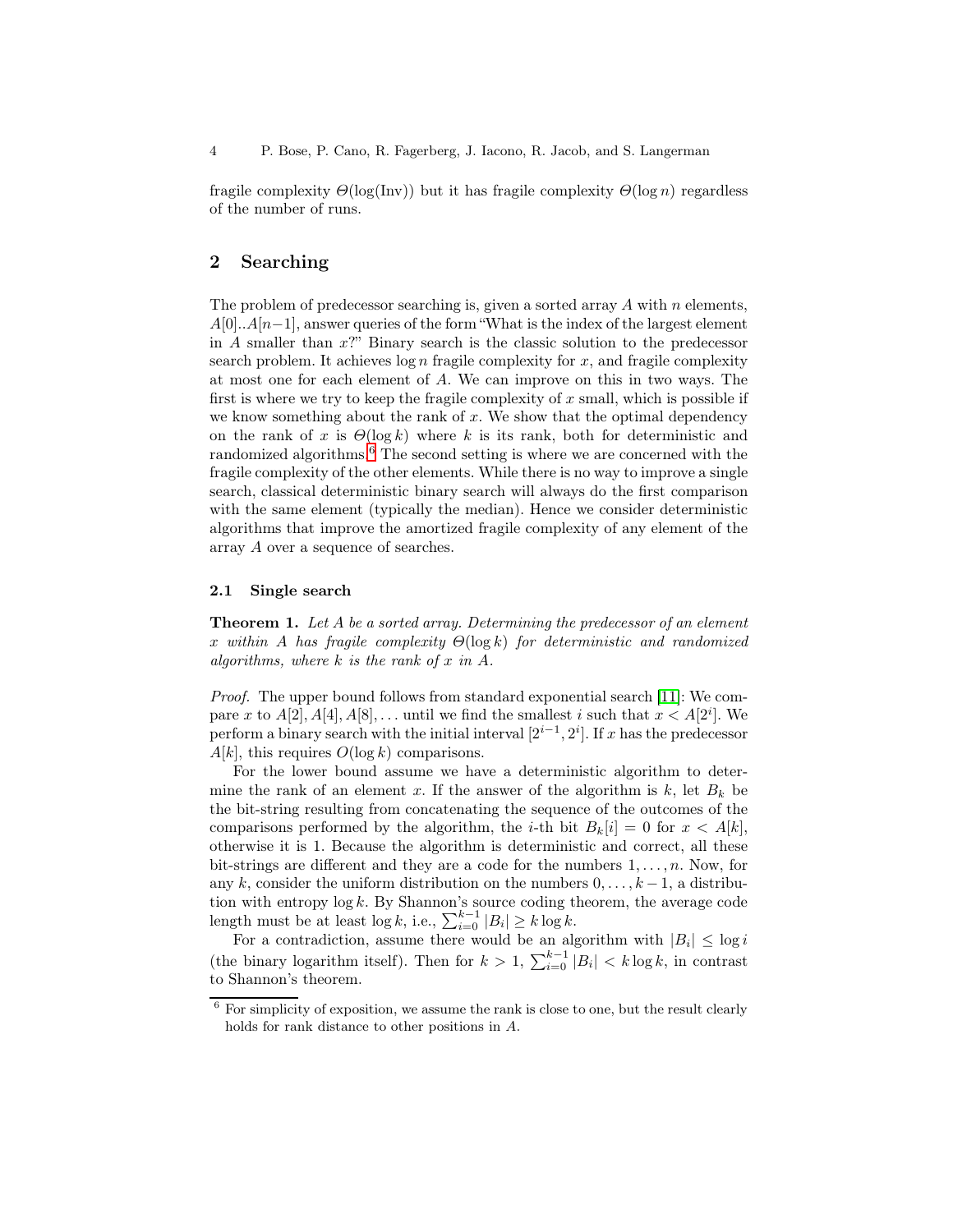fragile complexity $\Theta(\log(\text{Inv}))$ but it has fragile complexity $\Theta(\log n)$ regardless of the number of runs.

## 2 Searching

The problem of predecessor searching is, given a sorted array $A$ with $n$ elements, $A[0]..A[n-1]$, answer queries of the form "What is the index of the largest element in $A$ smaller than $x$?" Binary search is the classic solution to the predecessor search problem. It achieves $\log n$ fragile complexity for $x$, and fragile complexity at most one for each element of $A$. We can improve on this in two ways. The first is where we try to keep the fragile complexity of $x$ small, which is possible if we know something about the rank of $x$. We show that the optimal dependency on the rank of $x$ is $\Theta(\log k)$ where $k$ is its rank, both for deterministic and randomized algorithms.[6] The second setting is where we are concerned with the fragile complexity of the other elements. While there is no way to improve a single search, classical deterministic binary search will always do the first comparison with the same element (typically the median). Hence we consider deterministic algorithms that improve the amortized fragile complexity of any element of the array $A$ over a sequence of searches.

### 2.1 Single search

**Theorem 1.** *Let $A$ be a sorted array. Determining the predecessor of an element $x$ within $A$ has fragile complexity $\Theta(\log k)$ for deterministic and randomized algorithms, where $k$ is the rank of $x$ in $A$.*

*Proof.* The upper bound follows from standard exponential search [11]: We compare $x$ to $A[2], A[4], A[8], \ldots$ until we find the smallest $i$ such that $x < A[2^i]$. We perform a binary search with the initial interval $[2^{i-1}, 2^i]$. If $x$ has the predecessor $A[k]$, this requires $O(\log k)$ comparisons.

For the lower bound assume we have a deterministic algorithm to determine the rank of an element $x$. If the answer of the algorithm is $k$, let $B_k$ be the bit-string resulting from concatenating the sequence of the outcomes of the comparisons performed by the algorithm, the $i$-th bit $B_k[i] = 0$ for $x < A[k]$, otherwise it is 1. Because the algorithm is deterministic and correct, all these bit-strings are different and they are a code for the numbers $1, \ldots, n$. Now, for any $k$, consider the uniform distribution on the numbers $0, \ldots, k-1$, a distribution with entropy $\log k$. By Shannon's source coding theorem, the average code length must be at least $\log k$, i.e., $\sum_{i=0}^{k-1} |B_i| \geq k \log k$.

For a contradiction, assume there would be an algorithm with $|B_i| \leq \log i$ (the binary logarithm itself). Then for $k > 1$, $\sum_{i=0}^{k-1} |B_i| < k \log k$, in contrast to Shannon's theorem.

[6] For simplicity of exposition, we assume the rank is close to one, but the result clearly holds for rank distance to other positions in $A$.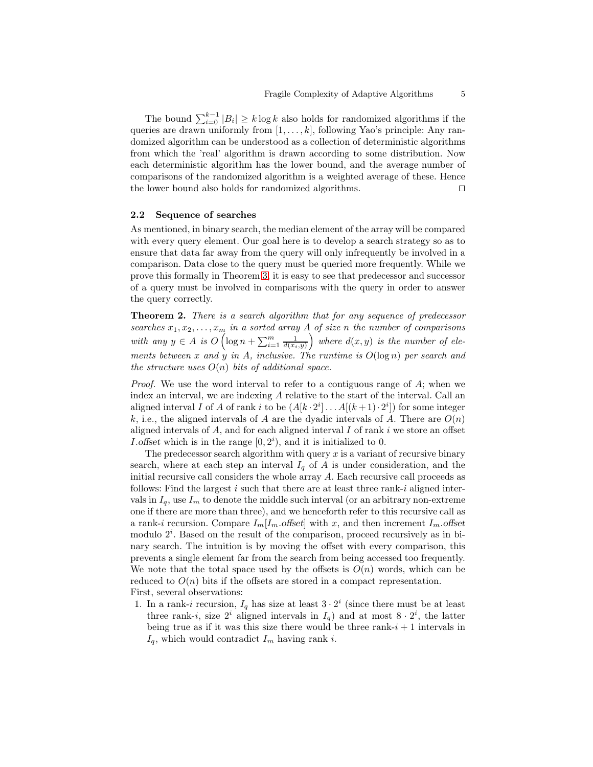The bound $\sum_{i=0}^{k-1} |B_i| \geq k \log k$ also holds for randomized algorithms if the queries are drawn uniformly from $[1, \ldots, k]$, following Yao's principle: Any randomized algorithm can be understood as a collection of deterministic algorithms from which the 'real' algorithm is drawn according to some distribution. Now each deterministic algorithm has the lower bound, and the average number of comparisons of the randomized algorithm is a weighted average of these. Hence the lower bound also holds for randomized algorithms. □

### 2.2 Sequence of searches

As mentioned, in binary search, the median element of the array will be compared with every query element. Our goal here is to develop a search strategy so as to ensure that data far away from the query will only infrequently be involved in a comparison. Data close to the query must be queried more frequently. While we prove this formally in Theorem 3, it is easy to see that predecessor and successor of a query must be involved in comparisons with the query in order to answer the query correctly.

**Theorem 2.** *There is a search algorithm that for any sequence of predecessor searches $x_1, x_2, \ldots, x_m$ in a sorted array $A$ of size $n$ the number of comparisons with any $y \in A$ is $O\left(\log n + \sum_{i=1}^{m} \frac{1}{d(x_i, y)}\right)$ where $d(x, y)$ is the number of elements between $x$ and $y$ in $A$, inclusive. The runtime is $O(\log n)$ per search and the structure uses $O(n)$ bits of additional space.*

*Proof.* We use the word interval to refer to a contiguous range of $A$; when we index an interval, we are indexing $A$ relative to the start of the interval. Call an aligned interval $I$ of $A$ of rank $i$ to be $(A[k \cdot 2^i] \ldots A[(k+1) \cdot 2^i])$ for some integer $k$, i.e., the aligned intervals of $A$ are the dyadic intervals of $A$. There are $O(n)$ aligned intervals of $A$, and for each aligned interval $I$ of rank $i$ we store an offset $I.\mathit{offset}$ which is in the range $[0, 2^i)$, and it is initialized to 0.

The predecessor search algorithm with query $x$ is a variant of recursive binary search, where at each step an interval $I_q$ of $A$ is under consideration, and the initial recursive call considers the whole array $A$. Each recursive call proceeds as follows: Find the largest $i$ such that there are at least three rank-$i$ aligned intervals in $I_q$, use $I_m$ to denote the middle such interval (or an arbitrary non-extreme one if there are more than three), and we henceforth refer to this recursive call as a rank-$i$ recursion. Compare $I_m[I_m.\mathit{offset}]$ with $x$, and then increment $I_m.\mathit{offset}$ modulo $2^i$. Based on the result of the comparison, proceed recursively as in binary search. The intuition is by moving the offset with every comparison, this prevents a single element far from the search from being accessed too frequently. We note that the total space used by the offsets is $O(n)$ words, which can be reduced to $O(n)$ bits if the offsets are stored in a compact representation.
First, several observations:

1. In a rank-$i$ recursion, $I_q$ has size at least $3 \cdot 2^i$ (since there must be at least three rank-$i$, size $2^i$ aligned intervals in $I_q$) and at most $8 \cdot 2^i$, the latter being true as if it was this size there would be three rank-$i+1$ intervals in $I_q$, which would contradict $I_m$ having rank $i$.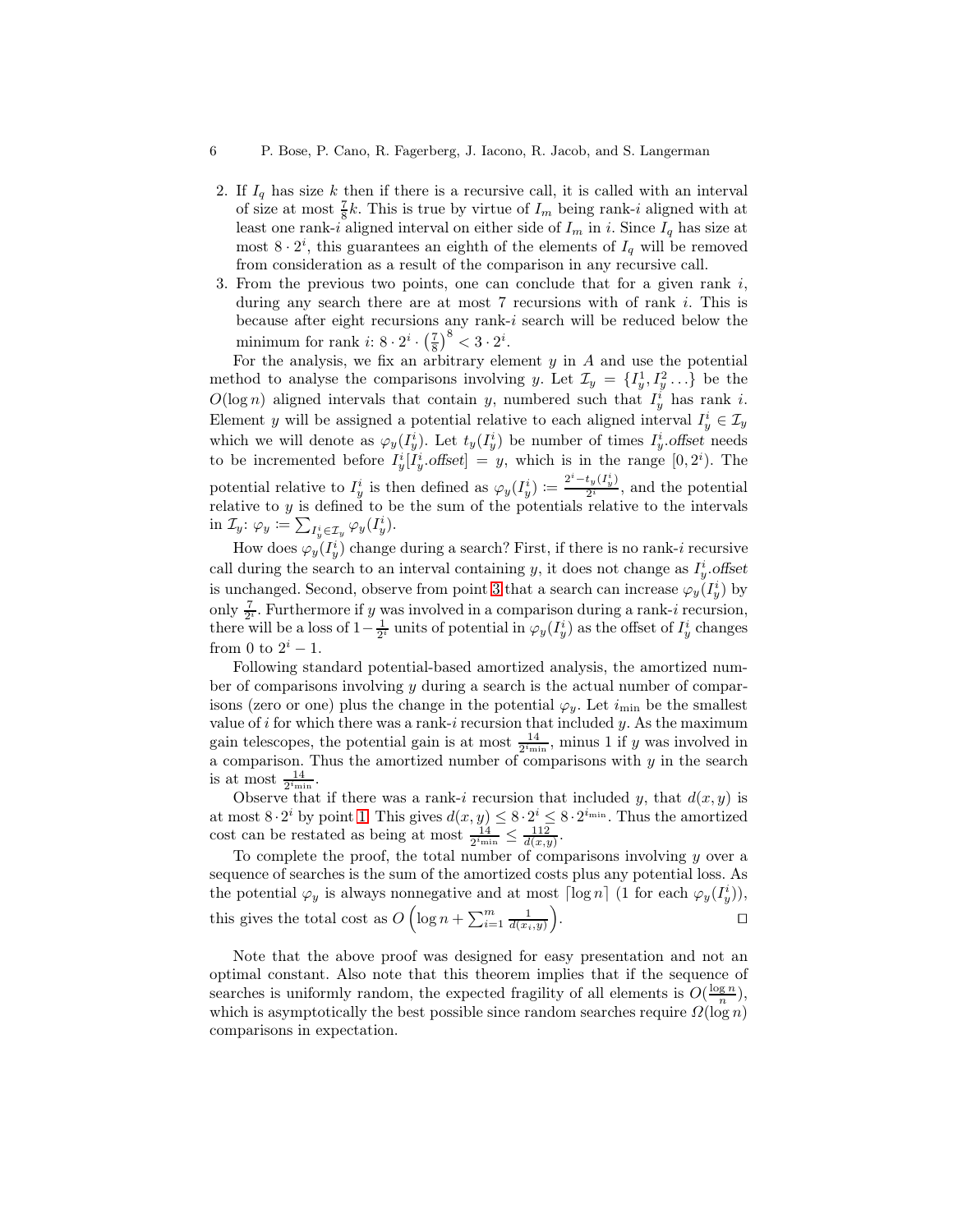2. If $I_q$ has size $k$ then if there is a recursive call, it is called with an interval of size at most $\frac{7}{8}k$. This is true by virtue of $I_m$ being rank-$i$ aligned with at least one rank-$i$ aligned interval on either side of $I_m$ in $i$. Since $I_q$ has size at most $8 \cdot 2^i$, this guarantees an eighth of the elements of $I_q$ will be removed from consideration as a result of the comparison in any recursive call.
3. From the previous two points, one can conclude that for a given rank $i$, during any search there are at most 7 recursions with of rank $i$. This is because after eight recursions any rank-$i$ search will be reduced below the minimum for rank $i$: $8 \cdot 2^i \cdot \left(\frac{7}{8}\right)^8 < 3 \cdot 2^i$.

For the analysis, we fix an arbitrary element $y$ in $A$ and use the potential method to analyse the comparisons involving $y$. Let $\mathcal{I}_y = \{I_y^1, I_y^2 \ldots\}$ be the $O(\log n)$ aligned intervals that contain $y$, numbered such that $I_y^i$ has rank $i$. Element $y$ will be assigned a potential relative to each aligned interval $I_y^i \in \mathcal{I}_y$ which we will denote as $\varphi_y(I_y^i)$. Let $t_y(I_y^i)$ be number of times $I_y^i.\mathit{offset}$ needs to be incremented before $I_y^i[I_y^i.\mathit{offset}] = y$, which is in the range $[0, 2^i)$. The potential relative to $I_y^i$ is then defined as $\varphi_y(I_y^i) := \frac{2^i - t_y(I_y^i)}{2^i}$, and the potential relative to $y$ is defined to be the sum of the potentials relative to the intervals in $\mathcal{I}_y$: $\varphi_y := \sum_{I_y^i \in \mathcal{I}_y} \varphi_y(I_y^i)$.

How does $\varphi_y(I_y^i)$ change during a search? First, if there is no rank-$i$ recursive call during the search to an interval containing $y$, it does not change as $I_y^i.\mathit{offset}$ is unchanged. Second, observe from point 3 that a search can increase $\varphi_y(I_y^i)$ by only $\frac{7}{2^i}$. Furthermore if $y$ was involved in a comparison during a rank-$i$ recursion, there will be a loss of $1 - \frac{1}{2^i}$ units of potential in $\varphi_y(I_y^i)$ as the offset of $I_y^i$ changes from 0 to $2^i - 1$.

Following standard potential-based amortized analysis, the amortized number of comparisons involving $y$ during a search is the actual number of comparisons (zero or one) plus the change in the potential $\varphi_y$. Let $i_{\min}$ be the smallest value of $i$ for which there was a rank-$i$ recursion that included $y$. As the maximum gain telescopes, the potential gain is at most $\frac{14}{2^{i_{\min}}}$, minus 1 if $y$ was involved in a comparison. Thus the amortized number of comparisons with $y$ in the search is at most $\frac{14}{2^{i_{\min}}}$.

Observe that if there was a rank-$i$ recursion that included $y$, that $d(x, y)$ is at most $8 \cdot 2^i$ by point 1. This gives $d(x, y) \leq 8 \cdot 2^i \leq 8 \cdot 2^{i_{\min}}$. Thus the amortized cost can be restated as being at most $\frac{14}{2^{i_{\min}}} \leq \frac{112}{d(x,y)}$.

To complete the proof, the total number of comparisons involving $y$ over a sequence of searches is the sum of the amortized costs plus any potential loss. As the potential $\varphi_y$ is always nonnegative and at most $\lceil \log n \rceil$ (1 for each $\varphi_y(I_y^i)$), this gives the total cost as $O\left(\log n + \sum_{i=1}^{m} \frac{1}{d(x_i, y)}\right)$. ◻

Note that the above proof was designed for easy presentation and not an optimal constant. Also note that this theorem implies that if the sequence of searches is uniformly random, the expected fragility of all elements is $O(\frac{\log n}{n})$, which is asymptotically the best possible since random searches require $\Omega(\log n)$ comparisons in expectation.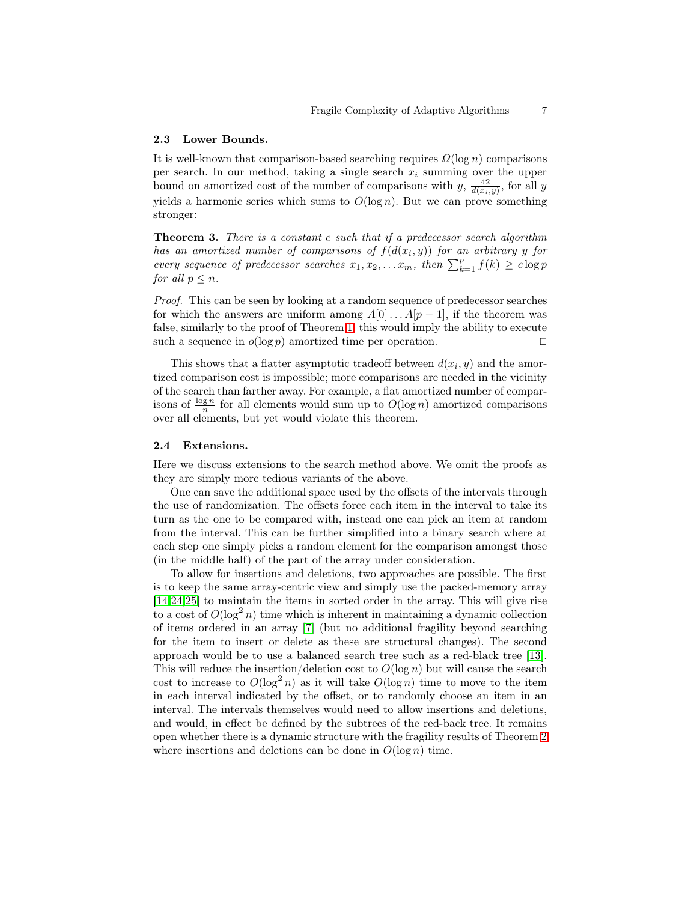### 2.3 Lower Bounds.

It is well-known that comparison-based searching requires $\Omega(\log n)$ comparisons per search. In our method, taking a single search $x_i$ summing over the upper bound on amortized cost of the number of comparisons with $y$, $\frac{42}{d(x_i,y)}$, for all $y$ yields a harmonic series which sums to $O(\log n)$. But we can prove something stronger:

**Theorem 3.** *There is a constant $c$ such that if a predecessor search algorithm has an amortized number of comparisons of $f(d(x_i, y))$ for an arbitrary $y$ for every sequence of predecessor searches $x_1, x_2, \ldots x_m$, then $\sum_{k=1}^{p} f(k) \geq c \log p$ for all $p \leq n$.*

*Proof.* This can be seen by looking at a random sequence of predecessor searches for which the answers are uniform among $A[0] \ldots A[p-1]$, if the theorem was false, similarly to the proof of Theorem 1, this would imply the ability to execute such a sequence in $o(\log p)$ amortized time per operation. □

This shows that a flatter asymptotic tradeoff between $d(x_i, y)$ and the amortized comparison cost is impossible; more comparisons are needed in the vicinity of the search than farther away. For example, a flat amortized number of comparisons of $\frac{\log n}{n}$ for all elements would sum up to $O(\log n)$ amortized comparisons over all elements, but yet would violate this theorem.

### 2.4 Extensions.

Here we discuss extensions to the search method above. We omit the proofs as they are simply more tedious variants of the above.

One can save the additional space used by the offsets of the intervals through the use of randomization. The offsets force each item in the interval to take its turn as the one to be compared with, instead one can pick an item at random from the interval. This can be further simplified into a binary search where at each step one simply picks a random element for the comparison amongst those (in the middle half) of the part of the array under consideration.

To allow for insertions and deletions, two approaches are possible. The first is to keep the same array-centric view and simply use the packed-memory array [14,24,25] to maintain the items in sorted order in the array. This will give rise to a cost of $O(\log^2 n)$ time which is inherent in maintaining a dynamic collection of items ordered in an array [7] (but no additional fragility beyond searching for the item to insert or delete as these are structural changes). The second approach would be to use a balanced search tree such as a red-black tree [13]. This will reduce the insertion/deletion cost to $O(\log n)$ but will cause the search cost to increase to $O(\log^2 n)$ as it will take $O(\log n)$ time to move to the item in each interval indicated by the offset, or to randomly choose an item in an interval. The intervals themselves would need to allow insertions and deletions, and would, in effect be defined by the subtrees of the red-back tree. It remains open whether there is a dynamic structure with the fragility results of Theorem 2 where insertions and deletions can be done in $O(\log n)$ time.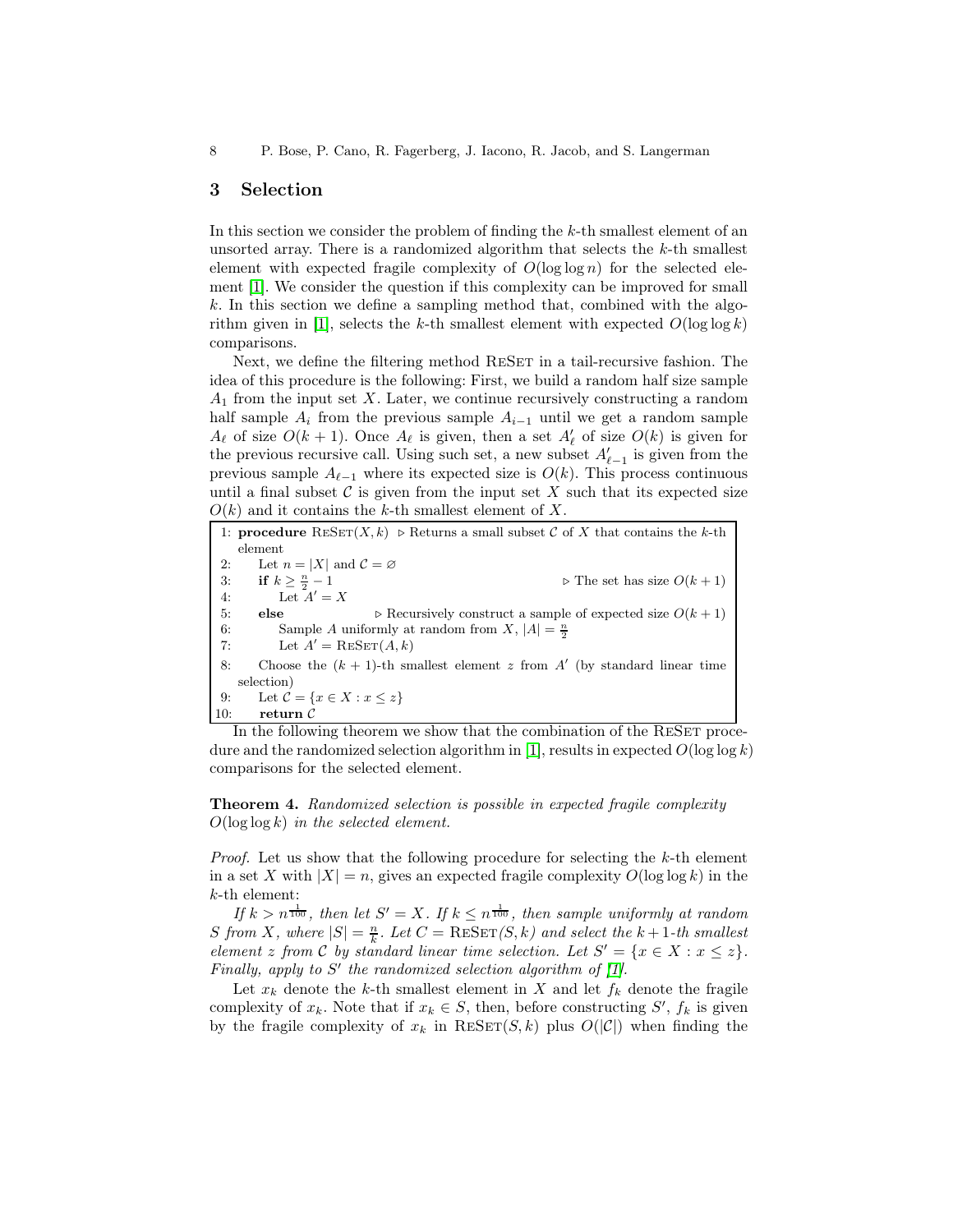## 3 Selection

In this section we consider the problem of finding the $k$-th smallest element of an unsorted array. There is a randomized algorithm that selects the $k$-th smallest element with expected fragile complexity of $O(\log \log n)$ for the selected element [1]. We consider the question if this complexity can be improved for small $k$. In this section we define a sampling method that, combined with the algorithm given in [1], selects the $k$-th smallest element with expected $O(\log \log k)$ comparisons.

Next, we define the filtering method ReSet in a tail-recursive fashion. The idea of this procedure is the following: First, we build a random half size sample $A_1$ from the input set $X$. Later, we continue recursively constructing a random half sample $A_i$ from the previous sample $A_{i-1}$ until we get a random sample $A_\ell$ of size $O(k+1)$. Once $A_\ell$ is given, then a set $A'_\ell$ of size $O(k)$ is given for the previous recursive call. Using such set, a new subset $A'_{\ell-1}$ is given from the previous sample $A_{\ell-1}$ where its expected size is $O(k)$. This process continuous until a final subset $\mathcal{C}$ is given from the input set $X$ such that its expected size $O(k)$ and it contains the $k$-th smallest element of $X$.

```
1: procedure ReSet(X, k)  ▷ Returns a small subset C of X that contains the k-th element
2:     Let n = |X| and C = ∅
3:     if k ≥ n/2 − 1                                        ▷ The set has size O(k + 1)
4:         Let A' = X
5:     else                      ▷ Recursively construct a sample of expected size O(k + 1)
6:         Sample A uniformly at random from X, |A| = n/2
7:         Let A' = ReSet(A, k)
8:     Choose the (k + 1)-th smallest element z from A' (by standard linear time selection)
9:     Let C = {x ∈ X : x ≤ z}
10:    return C
```

In the following theorem we show that the combination of the ReSet procedure and the randomized selection algorithm in [1], results in expected $O(\log \log k)$ comparisons for the selected element.

**Theorem 4.** *Randomized selection is possible in expected fragile complexity $O(\log \log k)$ in the selected element.*

*Proof.* Let us show that the following procedure for selecting the $k$-th element in a set $X$ with $|X| = n$, gives an expected fragile complexity $O(\log \log k)$ in the $k$-th element:

*If $k > n^{\frac{1}{100}}$, then let $S' = X$. If $k \leq n^{\frac{1}{100}}$, then sample uniformly at random $S$ from $X$, where $|S| = \frac{n}{k}$. Let $C = \text{ReSet}(S, k)$ and select the $k+1$-th smallest element $z$ from $\mathcal{C}$ by standard linear time selection. Let $S' = \{x \in X : x \leq z\}$. Finally, apply to $S'$ the randomized selection algorithm of [1].*

Let $x_k$ denote the $k$-th smallest element in $X$ and let $f_k$ denote the fragile complexity of $x_k$. Note that if $x_k \in S$, then, before constructing $S'$, $f_k$ is given by the fragile complexity of $x_k$ in $\text{ReSet}(S, k)$ plus $O(|\mathcal{C}|)$ when finding the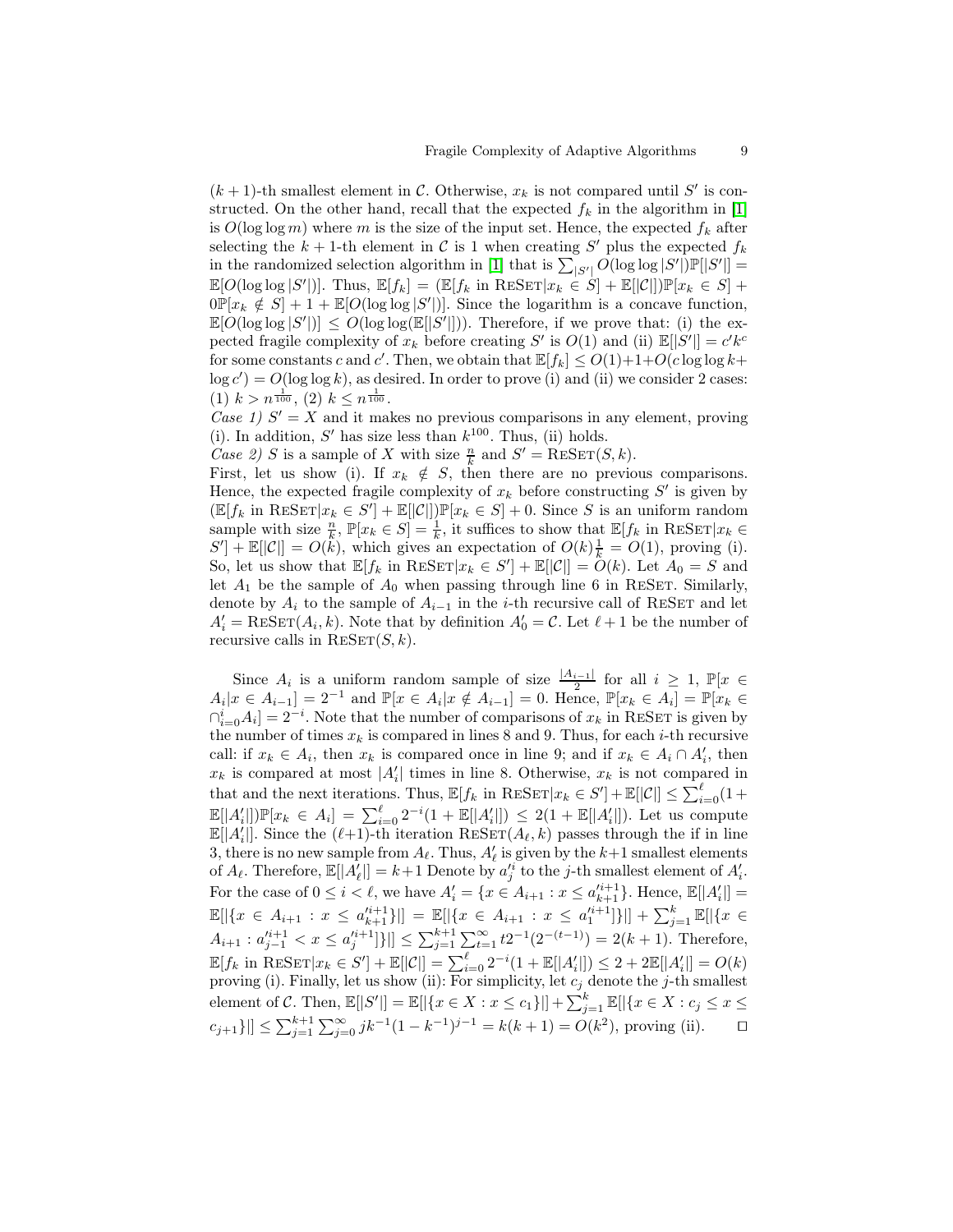$(k+1)$-th smallest element in $\mathcal{C}$. Otherwise, $x_k$ is not compared until $S'$ is constructed. On the other hand, recall that the expected $f_k$ in the algorithm in [1] is $O(\log\log m)$ where $m$ is the size of the input set. Hence, the expected $f_k$ after selecting the $k+1$-th element in $\mathcal{C}$ is 1 when creating $S'$ plus the expected $f_k$ in the randomized selection algorithm in [1] that is $\sum_{|S'|} O(\log\log |S'|)\mathbb{P}[|S'|] = \mathbb{E}[O(\log\log |S'|)]$. Thus, $\mathbb{E}[f_k] = (\mathbb{E}[f_k \text{ in } \textsc{ReSet}|x_k \in S] + \mathbb{E}[|\mathcal{C}|])\mathbb{P}[x_k \in S] + 0\mathbb{P}[x_k \notin S] + 1 + \mathbb{E}[O(\log\log |S'|)]$. Since the logarithm is a concave function, $\mathbb{E}[O(\log\log |S'|)] \leq O(\log\log(\mathbb{E}[|S'|]))$. Therefore, if we prove that: (i) the expected fragile complexity of $x_k$ before creating $S'$ is $O(1)$ and (ii) $\mathbb{E}[|S'|] = c'k^c$ for some constants $c$ and $c'$. Then, we obtain that $\mathbb{E}[f_k] \leq O(1)+1+O(c\log\log k + \log c') = O(\log\log k)$, as desired. In order to prove (i) and (ii) we consider 2 cases: (1) $k > n^{\frac{1}{100}}$, (2) $k \leq n^{\frac{1}{100}}$.

*Case 1)* $S' = X$ and it makes no previous comparisons in any element, proving (i). In addition, $S'$ has size less than $k^{100}$. Thus, (ii) holds.

*Case 2)* $S$ is a sample of $X$ with size $\frac{n}{k}$ and $S' = \textsc{ReSet}(S, k)$.

First, let us show (i). If $x_k \notin S$, then there are no previous comparisons. Hence, the expected fragile complexity of $x_k$ before constructing $S'$ is given by $(\mathbb{E}[f_k \text{ in } \textsc{ReSet}|x_k \in S'] + \mathbb{E}[|\mathcal{C}|])\mathbb{P}[x_k \in S] + 0$. Since $S$ is an uniform random sample with size $\frac{n}{k}$, $\mathbb{P}[x_k \in S] = \frac{1}{k}$, it suffices to show that $\mathbb{E}[f_k \text{ in } \textsc{ReSet}|x_k \in S'] + \mathbb{E}[|\mathcal{C}|] = O(k)$, which gives an expectation of $O(k)\frac{1}{k} = O(1)$, proving (i). So, let us show that $\mathbb{E}[f_k \text{ in } \textsc{ReSet}|x_k \in S'] + \mathbb{E}[|\mathcal{C}|] = O(k)$. Let $A_0 = S$ and let $A_1$ be the sample of $A_0$ when passing through line 6 in $\textsc{ReSet}$. Similarly, denote by $A_i$ to the sample of $A_{i-1}$ in the $i$-th recursive call of $\textsc{ReSet}$ and let $A'_i = \textsc{ReSet}(A_i, k)$. Note that by definition $A'_0 = \mathcal{C}$. Let $\ell + 1$ be the number of recursive calls in $\textsc{ReSet}(S, k)$.

Since $A_i$ is a uniform random sample of size $\frac{|A_{i-1}|}{2}$ for all $i \geq 1$, $\mathbb{P}[x \in A_i|x \in A_{i-1}] = 2^{-1}$ and $\mathbb{P}[x \in A_i|x \notin A_{i-1}] = 0$. Hence, $\mathbb{P}[x_k \in A_i] = \mathbb{P}[x_k \in \cap_{i=0}^{i} A_i] = 2^{-i}$. Note that the number of comparisons of $x_k$ in $\textsc{ReSet}$ is given by the number of times $x_k$ is compared in lines 8 and 9. Thus, for each $i$-th recursive call: if $x_k \in A_i$, then $x_k$ is compared once in line 9; and if $x_k \in A_i \cap A'_i$, then $x_k$ is compared at most $|A'_i|$ times in line 8. Otherwise, $x_k$ is not compared in that and the next iterations. Thus, $\mathbb{E}[f_k \text{ in } \textsc{ReSet}|x_k \in S'] + \mathbb{E}[|\mathcal{C}|] \leq \sum_{i=0}^{\ell}(1 + \mathbb{E}[|A'_i|])\mathbb{P}[x_k \in A_i] = \sum_{i=0}^{\ell} 2^{-i}(1 + \mathbb{E}[|A'_i|]) \leq 2(1 + \mathbb{E}[|A'_i|])$. Let us compute $\mathbb{E}[|A'_i|]$. Since the $(\ell+1)$-th iteration $\textsc{ReSet}(A_\ell, k)$ passes through the if in line 3, there is no new sample from $A_\ell$. Thus, $A'_\ell$ is given by the $k+1$ smallest elements of $A_\ell$. Therefore, $\mathbb{E}[|A'_\ell|] = k+1$ Denote by $a'^{i}_j$ to the $j$-th smallest element of $A'_i$. For the case of $0 \leq i < \ell$, we have $A'_i = \{x \in A_{i+1} : x \leq a'^{i+1}_{k+1}\}$. Hence, $\mathbb{E}[|A'_i|] = \mathbb{E}[|\{x \in A_{i+1} : x \leq a'^{i+1}_{k+1}\}|] = \mathbb{E}[|\{x \in A_{i+1} : x \leq a'^{i+1}_1\}|] + \sum_{j=1}^{k} \mathbb{E}[|\{x \in A_{i+1} : a'^{i+1}_{j-1} < x \leq a'^{i+1}_j\}|] \leq \sum_{j=1}^{k+1}\sum_{t=1}^{\infty} t2^{-1}(2^{-(t-1)}) = 2(k+1)$. Therefore, $\mathbb{E}[f_k \text{ in } \textsc{ReSet}|x_k \in S'] + \mathbb{E}[|\mathcal{C}|] = \sum_{i=0}^{\ell} 2^{-i}(1 + \mathbb{E}[|A'_i|]) \leq 2 + 2\mathbb{E}[|A'_i|] = O(k)$ proving (i). Finally, let us show (ii): For simplicity, let $c_j$ denote the $j$-th smallest element of $\mathcal{C}$. Then, $\mathbb{E}[|S'|] = \mathbb{E}[|\{x \in X : x \leq c_1\}|] + \sum_{j=1}^{k} \mathbb{E}[|\{x \in X : c_j \leq x \leq c_{j+1}\}|] \leq \sum_{j=1}^{k+1}\sum_{j=0}^{\infty} jk^{-1}(1 - k^{-1})^{j-1} = k(k+1) = O(k^2)$, proving (ii). $\square$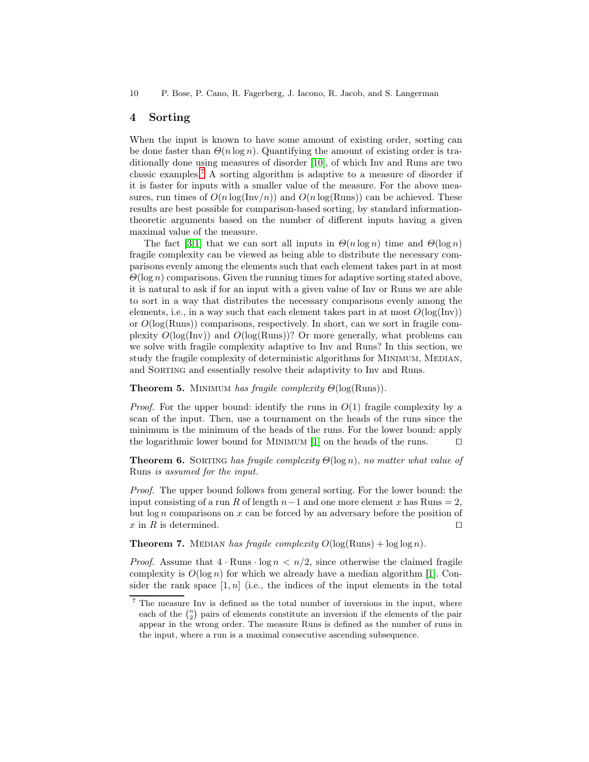## 4 Sorting

When the input is known to have some amount of existing order, sorting can be done faster than $\Theta(n \log n)$. Quantifying the amount of existing order is traditionally done using measures of disorder [10], of which Inv and Runs are two classic examples.[7] A sorting algorithm is adaptive to a measure of disorder if it is faster for inputs with a smaller value of the measure. For the above measures, run times of $O(n \log(\text{Inv}/n))$ and $O(n \log(\text{Runs}))$ can be achieved. These results are best possible for comparison-based sorting, by standard information-theoretic arguments based on the number of different inputs having a given maximal value of the measure.

The fact [3,1] that we can sort all inputs in $\Theta(n \log n)$ time and $\Theta(\log n)$ fragile complexity can be viewed as being able to distribute the necessary comparisons evenly among the elements such that each element takes part in at most $\Theta(\log n)$ comparisons. Given the running times for adaptive sorting stated above, it is natural to ask if for an input with a given value of Inv or Runs we are able to sort in a way that distributes the necessary comparisons evenly among the elements, i.e., in a way such that each element takes part in at most $O(\log(\text{Inv}))$ or $O(\log(\text{Runs}))$ comparisons, respectively. In short, can we sort in fragile complexity $O(\log(\text{Inv}))$ and $O(\log(\text{Runs}))$? Or more generally, what problems can we solve with fragile complexity adaptive to Inv and Runs? In this section, we study the fragile complexity of deterministic algorithms for Minimum, Median, and Sorting and essentially resolve their adaptivity to Inv and Runs.

**Theorem 5.** *Minimum has fragile complexity $\Theta(\log(\text{Runs}))$.*

*Proof.* For the upper bound: identify the runs in $O(1)$ fragile complexity by a scan of the input. Then, use a tournament on the heads of the runs since the minimum is the minimum of the heads of the runs. For the lower bound: apply the logarithmic lower bound for Minimum [1] on the heads of the runs. ☐

**Theorem 6.** *Sorting has fragile complexity $\Theta(\log n)$, no matter what value of Runs is assumed for the input.*

*Proof.* The upper bound follows from general sorting. For the lower bound: the input consisting of a run $R$ of length $n-1$ and one more element $x$ has Runs $= 2$, but $\log n$ comparisons on $x$ can be forced by an adversary before the position of $x$ in $R$ is determined. ☐

**Theorem 7.** *Median has fragile complexity $O(\log(\text{Runs}) + \log \log n)$.*

*Proof.* Assume that $4 \cdot \text{Runs} \cdot \log n < n/2$, since otherwise the claimed fragile complexity is $O(\log n)$ for which we already have a median algorithm [1]. Consider the rank space $[1, n]$ (i.e., the indices of the input elements in the total

[7] The measure Inv is defined as the total number of inversions in the input, where each of the $\binom{n}{2}$ pairs of elements constitute an inversion if the elements of the pair appear in the wrong order. The measure Runs is defined as the number of runs in the input, where a run is a maximal consecutive ascending subsequence.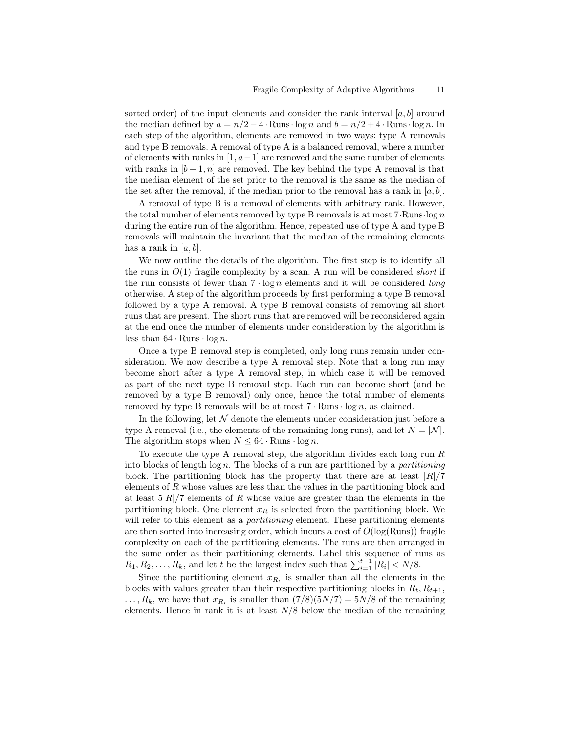sorted order) of the input elements and consider the rank interval $[a, b]$ around the median defined by $a = n/2 - 4 \cdot \text{Runs} \cdot \log n$ and $b = n/2 + 4 \cdot \text{Runs} \cdot \log n$. In each step of the algorithm, elements are removed in two ways: type A removals and type B removals. A removal of type A is a balanced removal, where a number of elements with ranks in $[1, a-1]$ are removed and the same number of elements with ranks in $[b+1, n]$ are removed. The key behind the type A removal is that the median element of the set prior to the removal is the same as the median of the set after the removal, if the median prior to the removal has a rank in $[a, b]$.

A removal of type B is a removal of elements with arbitrary rank. However, the total number of elements removed by type B removals is at most $7 \cdot \text{Runs} \cdot \log n$ during the entire run of the algorithm. Hence, repeated use of type A and type B removals will maintain the invariant that the median of the remaining elements has a rank in $[a, b]$.

We now outline the details of the algorithm. The first step is to identify all the runs in $O(1)$ fragile complexity by a scan. A run will be considered *short* if the run consists of fewer than $7 \cdot \log n$ elements and it will be considered *long* otherwise. A step of the algorithm proceeds by first performing a type B removal followed by a type A removal. A type B removal consists of removing all short runs that are present. The short runs that are removed will be reconsidered again at the end once the number of elements under consideration by the algorithm is less than $64 \cdot \text{Runs} \cdot \log n$.

Once a type B removal step is completed, only long runs remain under consideration. We now describe a type A removal step. Note that a long run may become short after a type A removal step, in which case it will be removed as part of the next type B removal step. Each run can become short (and be removed by a type B removal) only once, hence the total number of elements removed by type B removals will be at most $7 \cdot \text{Runs} \cdot \log n$, as claimed.

In the following, let $\mathcal{N}$ denote the elements under consideration just before a type A removal (i.e., the elements of the remaining long runs), and let $N = |\mathcal{N}|$. The algorithm stops when $N \leq 64 \cdot \text{Runs} \cdot \log n$.

To execute the type A removal step, the algorithm divides each long run $R$ into blocks of length $\log n$. The blocks of a run are partitioned by a *partitioning* block. The partitioning block has the property that there are at least $|R|/7$ elements of $R$ whose values are less than the values in the partitioning block and at least $5|R|/7$ elements of $R$ whose value are greater than the elements in the partitioning block. One element $x_R$ is selected from the partitioning block. We will refer to this element as a *partitioning* element. These partitioning elements are then sorted into increasing order, which incurs a cost of $O(\log(\text{Runs}))$ fragile complexity on each of the partitioning elements. The runs are then arranged in the same order as their partitioning elements. Label this sequence of runs as $R_1, R_2, \ldots, R_k$, and let $t$ be the largest index such that $\sum_{i=1}^{t-1} |R_i| < N/8$.

Since the partitioning element $x_{R_t}$ is smaller than all the elements in the blocks with values greater than their respective partitioning blocks in $R_t, R_{t+1}, \ldots, R_k$, we have that $x_{R_t}$ is smaller than $(7/8)(5N/7) = 5N/8$ of the remaining elements. Hence in rank it is at least $N/8$ below the median of the remaining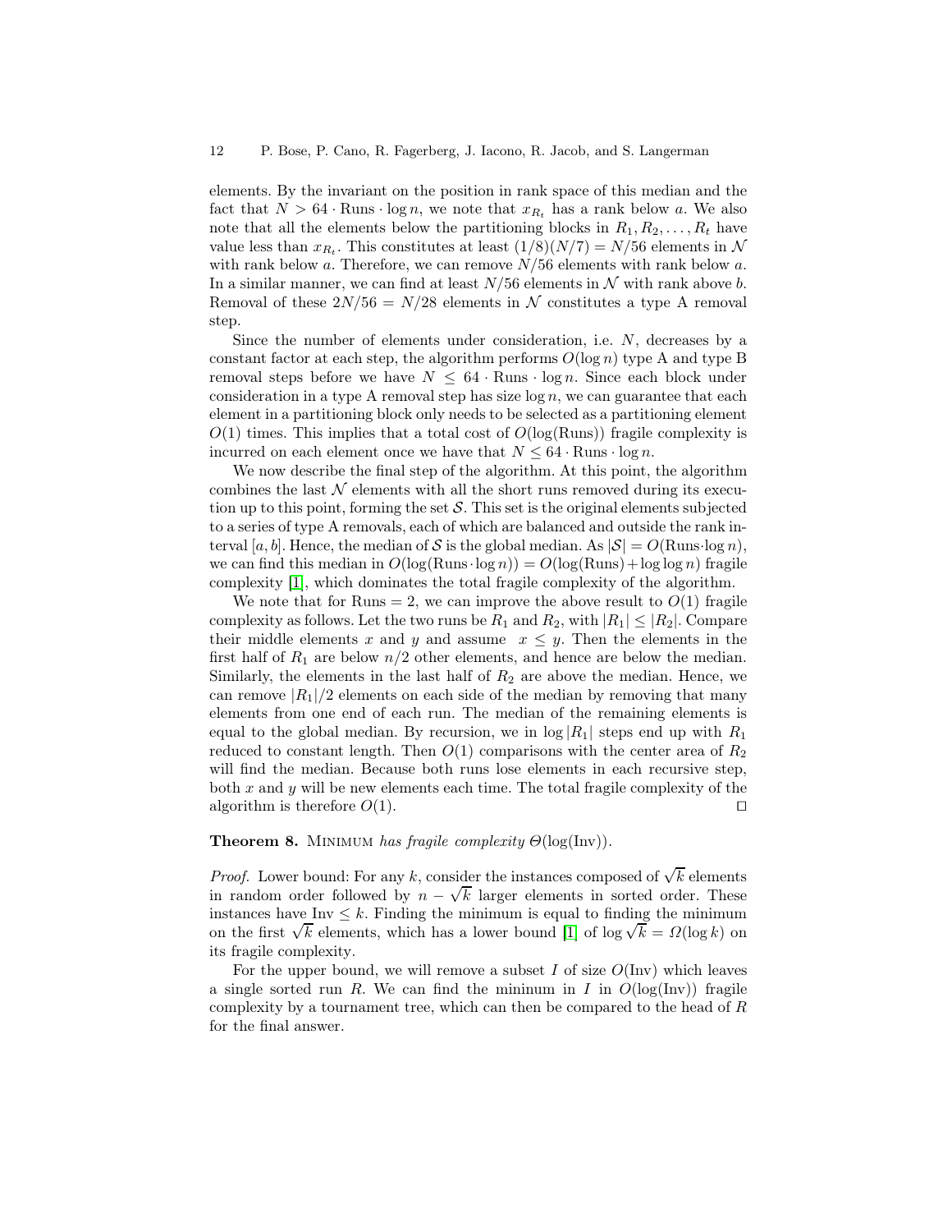elements. By the invariant on the position in rank space of this median and the fact that $N > 64 \cdot \text{Runs} \cdot \log n$, we note that $x_{R_t}$ has a rank below $a$. We also note that all the elements below the partitioning blocks in $R_1, R_2, \ldots, R_t$ have value less than $x_{R_t}$. This constitutes at least $(1/8)(N/7) = N/56$ elements in $\mathcal{N}$ with rank below $a$. Therefore, we can remove $N/56$ elements with rank below $a$. In a similar manner, we can find at least $N/56$ elements in $\mathcal{N}$ with rank above $b$. Removal of these $2N/56 = N/28$ elements in $\mathcal{N}$ constitutes a type A removal step.

Since the number of elements under consideration, i.e. $N$, decreases by a constant factor at each step, the algorithm performs $O(\log n)$ type A and type B removal steps before we have $N \leq 64 \cdot \text{Runs} \cdot \log n$. Since each block under consideration in a type A removal step has size $\log n$, we can guarantee that each element in a partitioning block only needs to be selected as a partitioning element $O(1)$ times. This implies that a total cost of $O(\log(\text{Runs}))$ fragile complexity is incurred on each element once we have that $N \leq 64 \cdot \text{Runs} \cdot \log n$.

We now describe the final step of the algorithm. At this point, the algorithm combines the last $\mathcal{N}$ elements with all the short runs removed during its execution up to this point, forming the set $\mathcal{S}$. This set is the original elements subjected to a series of type A removals, each of which are balanced and outside the rank interval $[a, b]$. Hence, the median of $\mathcal{S}$ is the global median. As $|\mathcal{S}| = O(\text{Runs} \cdot \log n)$, we can find this median in $O(\log(\text{Runs} \cdot \log n)) = O(\log(\text{Runs}) + \log\log n)$ fragile complexity [1], which dominates the total fragile complexity of the algorithm.

We note that for $\text{Runs} = 2$, we can improve the above result to $O(1)$ fragile complexity as follows. Let the two runs be $R_1$ and $R_2$, with $|R_1| \leq |R_2|$. Compare their middle elements $x$ and $y$ and assume $x \leq y$. Then the elements in the first half of $R_1$ are below $n/2$ other elements, and hence are below the median. Similarly, the elements in the last half of $R_2$ are above the median. Hence, we can remove $|R_1|/2$ elements on each side of the median by removing that many elements from one end of each run. The median of the remaining elements is equal to the global median. By recursion, we in $\log |R_1|$ steps end up with $R_1$ reduced to constant length. Then $O(1)$ comparisons with the center area of $R_2$ will find the median. Because both runs lose elements in each recursive step, both $x$ and $y$ will be new elements each time. The total fragile complexity of the algorithm is therefore $O(1)$. ☐

**Theorem 8.** Minimum *has fragile complexity* $\Theta(\log(\text{Inv}))$.

*Proof.* Lower bound: For any $k$, consider the instances composed of $\sqrt{k}$ elements in random order followed by $n - \sqrt{k}$ larger elements in sorted order. These instances have $\text{Inv} \leq k$. Finding the minimum is equal to finding the minimum on the first $\sqrt{k}$ elements, which has a lower bound [1] of $\log \sqrt{k} = \Omega(\log k)$ on its fragile complexity.

For the upper bound, we will remove a subset $I$ of size $O(\text{Inv})$ which leaves a single sorted run $R$. We can find the mininum in $I$ in $O(\log(\text{Inv}))$ fragile complexity by a tournament tree, which can then be compared to the head of $R$ for the final answer.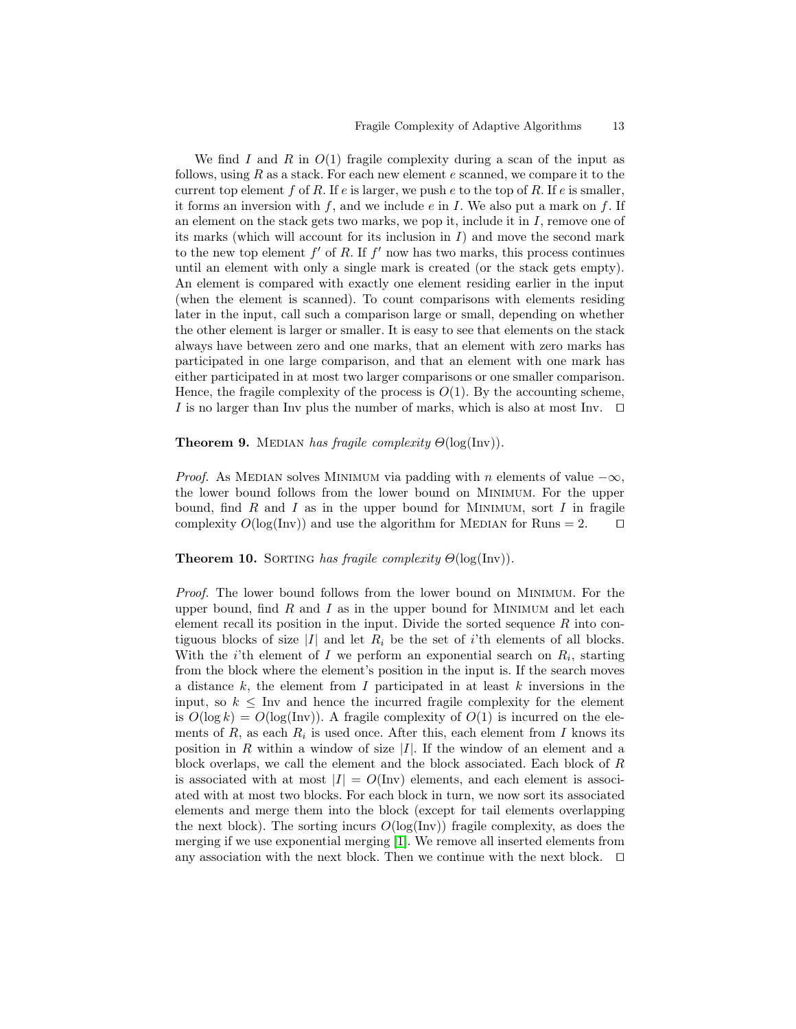We find $I$ and $R$ in $O(1)$ fragile complexity during a scan of the input as follows, using $R$ as a stack. For each new element $e$ scanned, we compare it to the current top element $f$ of $R$. If $e$ is larger, we push $e$ to the top of $R$. If $e$ is smaller, it forms an inversion with $f$, and we include $e$ in $I$. We also put a mark on $f$. If an element on the stack gets two marks, we pop it, include it in $I$, remove one of its marks (which will account for its inclusion in $I$) and move the second mark to the new top element $f'$ of $R$. If $f'$ now has two marks, this process continues until an element with only a single mark is created (or the stack gets empty). An element is compared with exactly one element residing earlier in the input (when the element is scanned). To count comparisons with elements residing later in the input, call such a comparison large or small, depending on whether the other element is larger or smaller. It is easy to see that elements on the stack always have between zero and one marks, that an element with zero marks has participated in one large comparison, and that an element with one mark has either participated in at most two larger comparisons or one smaller comparison. Hence, the fragile complexity of the process is $O(1)$. By the accounting scheme, $I$ is no larger than Inv plus the number of marks, which is also at most Inv. $\square$

**Theorem 9.** Median *has fragile complexity* $\Theta(\log(\text{Inv}))$.

*Proof.* As Median solves Minimum via padding with $n$ elements of value $-\infty$, the lower bound follows from the lower bound on Minimum. For the upper bound, find $R$ and $I$ as in the upper bound for Minimum, sort $I$ in fragile complexity $O(\log(\text{Inv}))$ and use the algorithm for Median for Runs $= 2$. $\square$

**Theorem 10.** Sorting *has fragile complexity* $\Theta(\log(\text{Inv}))$.

*Proof.* The lower bound follows from the lower bound on Minimum. For the upper bound, find $R$ and $I$ as in the upper bound for Minimum and let each element recall its position in the input. Divide the sorted sequence $R$ into contiguous blocks of size $|I|$ and let $R_i$ be the set of $i$'th elements of all blocks. With the $i$'th element of $I$ we perform an exponential search on $R_i$, starting from the block where the element's position in the input is. If the search moves a distance $k$, the element from $I$ participated in at least $k$ inversions in the input, so $k \leq \text{Inv}$ and hence the incurred fragile complexity for the element is $O(\log k) = O(\log(\text{Inv}))$. A fragile complexity of $O(1)$ is incurred on the elements of $R$, as each $R_i$ is used once. After this, each element from $I$ knows its position in $R$ within a window of size $|I|$. If the window of an element and a block overlaps, we call the element and the block associated. Each block of $R$ is associated with at most $|I| = O(\text{Inv})$ elements, and each element is associated with at most two blocks. For each block in turn, we now sort its associated elements and merge them into the block (except for tail elements overlapping the next block). The sorting incurs $O(\log(\text{Inv}))$ fragile complexity, as does the merging if we use exponential merging [1]. We remove all inserted elements from any association with the next block. Then we continue with the next block. $\square$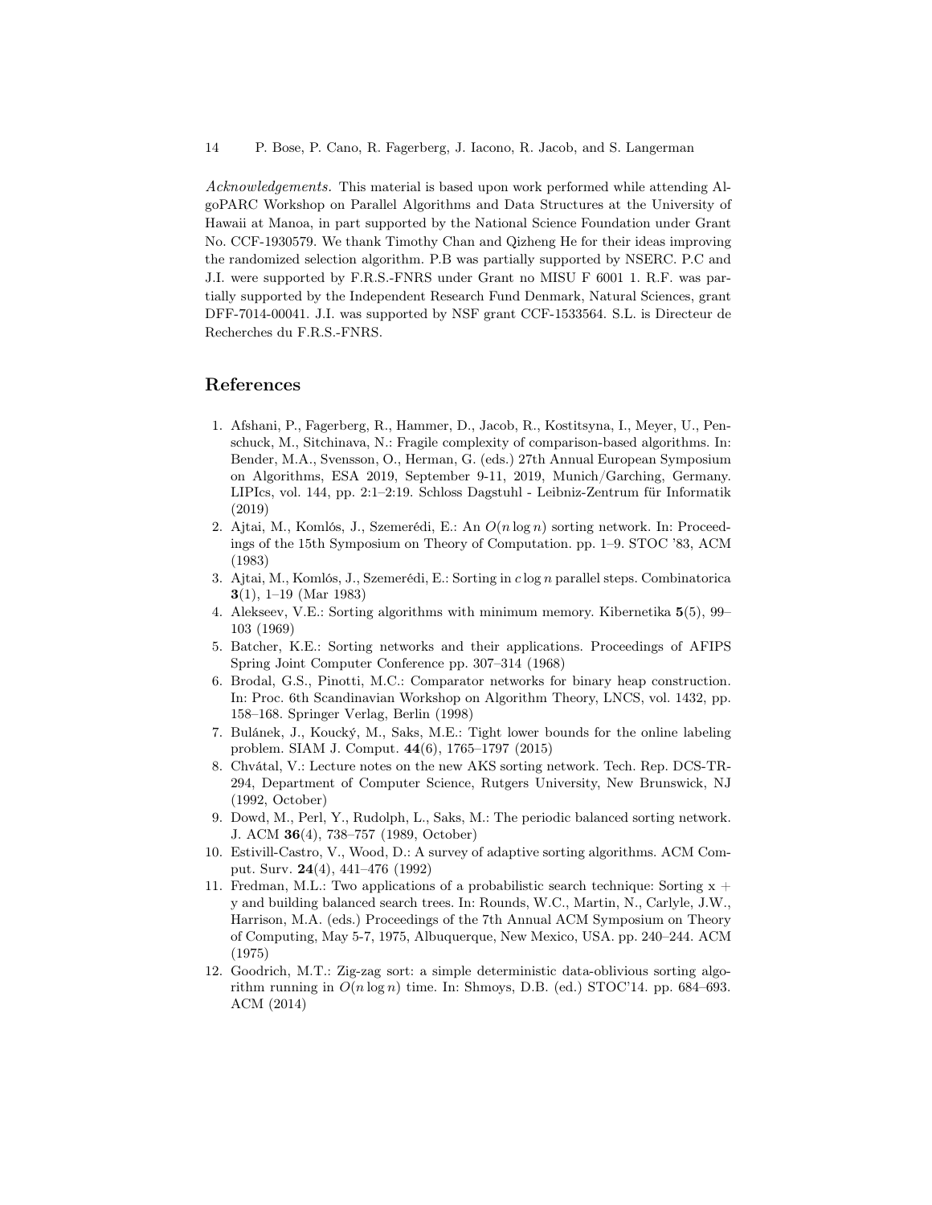*Acknowledgements.* This material is based upon work performed while attending AlgoPARC Workshop on Parallel Algorithms and Data Structures at the University of Hawaii at Manoa, in part supported by the National Science Foundation under Grant No. CCF-1930579. We thank Timothy Chan and Qizheng He for their ideas improving the randomized selection algorithm. P.B was partially supported by NSERC. P.C and J.I. were supported by F.R.S.-FNRS under Grant no MISU F 6001 1. R.F. was partially supported by the Independent Research Fund Denmark, Natural Sciences, grant DFF-7014-00041. J.I. was supported by NSF grant CCF-1533564. S.L. is Directeur de Recherches du F.R.S.-FNRS.

## References

1. Afshani, P., Fagerberg, R., Hammer, D., Jacob, R., Kostitsyna, I., Meyer, U., Penschuck, M., Sitchinava, N.: Fragile complexity of comparison-based algorithms. In: Bender, M.A., Svensson, O., Herman, G. (eds.) 27th Annual European Symposium on Algorithms, ESA 2019, September 9-11, 2019, Munich/Garching, Germany. LIPIcs, vol. 144, pp. 2:1–2:19. Schloss Dagstuhl - Leibniz-Zentrum für Informatik (2019)
2. Ajtai, M., Komlós, J., Szemerédi, E.: An $O(n \log n)$ sorting network. In: Proceedings of the 15th Symposium on Theory of Computation. pp. 1–9. STOC '83, ACM (1983)
3. Ajtai, M., Komlós, J., Szemerédi, E.: Sorting in $c \log n$ parallel steps. Combinatorica **3**(1), 1–19 (Mar 1983)
4. Alekseev, V.E.: Sorting algorithms with minimum memory. Kibernetika **5**(5), 99–103 (1969)
5. Batcher, K.E.: Sorting networks and their applications. Proceedings of AFIPS Spring Joint Computer Conference pp. 307–314 (1968)
6. Brodal, G.S., Pinotti, M.C.: Comparator networks for binary heap construction. In: Proc. 6th Scandinavian Workshop on Algorithm Theory, LNCS, vol. 1432, pp. 158–168. Springer Verlag, Berlin (1998)
7. Bulánek, J., Koucký, M., Saks, M.E.: Tight lower bounds for the online labeling problem. SIAM J. Comput. **44**(6), 1765–1797 (2015)
8. Chvátal, V.: Lecture notes on the new AKS sorting network. Tech. Rep. DCS-TR-294, Department of Computer Science, Rutgers University, New Brunswick, NJ (1992, October)
9. Dowd, M., Perl, Y., Rudolph, L., Saks, M.: The periodic balanced sorting network. J. ACM **36**(4), 738–757 (1989, October)
10. Estivill-Castro, V., Wood, D.: A survey of adaptive sorting algorithms. ACM Comput. Surv. **24**(4), 441–476 (1992)
11. Fredman, M.L.: Two applications of a probabilistic search technique: Sorting x + y and building balanced search trees. In: Rounds, W.C., Martin, N., Carlyle, J.W., Harrison, M.A. (eds.) Proceedings of the 7th Annual ACM Symposium on Theory of Computing, May 5-7, 1975, Albuquerque, New Mexico, USA. pp. 240–244. ACM (1975)
12. Goodrich, M.T.: Zig-zag sort: a simple deterministic data-oblivious sorting algorithm running in $O(n \log n)$ time. In: Shmoys, D.B. (ed.) STOC'14. pp. 684–693. ACM (2014)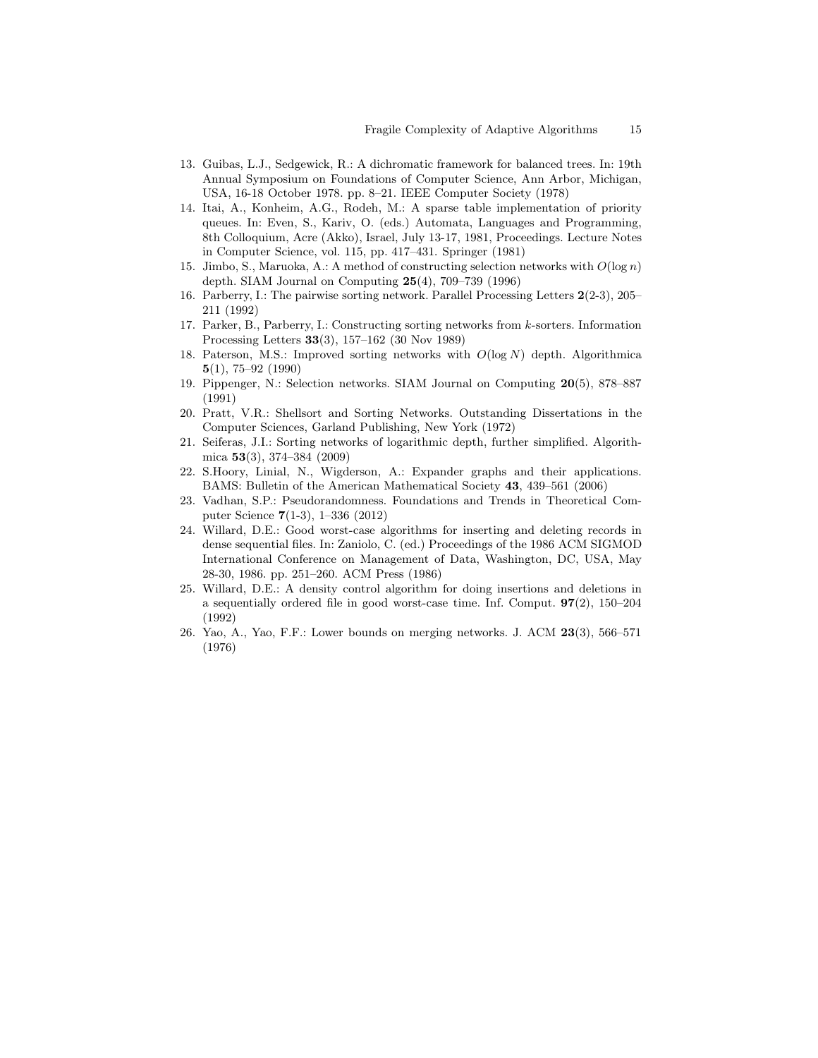13. Guibas, L.J., Sedgewick, R.: A dichromatic framework for balanced trees. In: 19th Annual Symposium on Foundations of Computer Science, Ann Arbor, Michigan, USA, 16-18 October 1978. pp. 8–21. IEEE Computer Society (1978)
14. Itai, A., Konheim, A.G., Rodeh, M.: A sparse table implementation of priority queues. In: Even, S., Kariv, O. (eds.) Automata, Languages and Programming, 8th Colloquium, Acre (Akko), Israel, July 13-17, 1981, Proceedings. Lecture Notes in Computer Science, vol. 115, pp. 417–431. Springer (1981)
15. Jimbo, S., Maruoka, A.: A method of constructing selection networks with $O(\log n)$ depth. SIAM Journal on Computing **25**(4), 709–739 (1996)
16. Parberry, I.: The pairwise sorting network. Parallel Processing Letters **2**(2-3), 205–211 (1992)
17. Parker, B., Parberry, I.: Constructing sorting networks from $k$-sorters. Information Processing Letters **33**(3), 157–162 (30 Nov 1989)
18. Paterson, M.S.: Improved sorting networks with $O(\log N)$ depth. Algorithmica **5**(1), 75–92 (1990)
19. Pippenger, N.: Selection networks. SIAM Journal on Computing **20**(5), 878–887 (1991)
20. Pratt, V.R.: Shellsort and Sorting Networks. Outstanding Dissertations in the Computer Sciences, Garland Publishing, New York (1972)
21. Seiferas, J.I.: Sorting networks of logarithmic depth, further simplified. Algorithmica **53**(3), 374–384 (2009)
22. S.Hoory, Linial, N., Wigderson, A.: Expander graphs and their applications. BAMS: Bulletin of the American Mathematical Society **43**, 439–561 (2006)
23. Vadhan, S.P.: Pseudorandomness. Foundations and Trends in Theoretical Computer Science **7**(1-3), 1–336 (2012)
24. Willard, D.E.: Good worst-case algorithms for inserting and deleting records in dense sequential files. In: Zaniolo, C. (ed.) Proceedings of the 1986 ACM SIGMOD International Conference on Management of Data, Washington, DC, USA, May 28-30, 1986. pp. 251–260. ACM Press (1986)
25. Willard, D.E.: A density control algorithm for doing insertions and deletions in a sequentially ordered file in good worst-case time. Inf. Comput. **97**(2), 150–204 (1992)
26. Yao, A., Yao, F.F.: Lower bounds on merging networks. J. ACM **23**(3), 566–571 (1976)